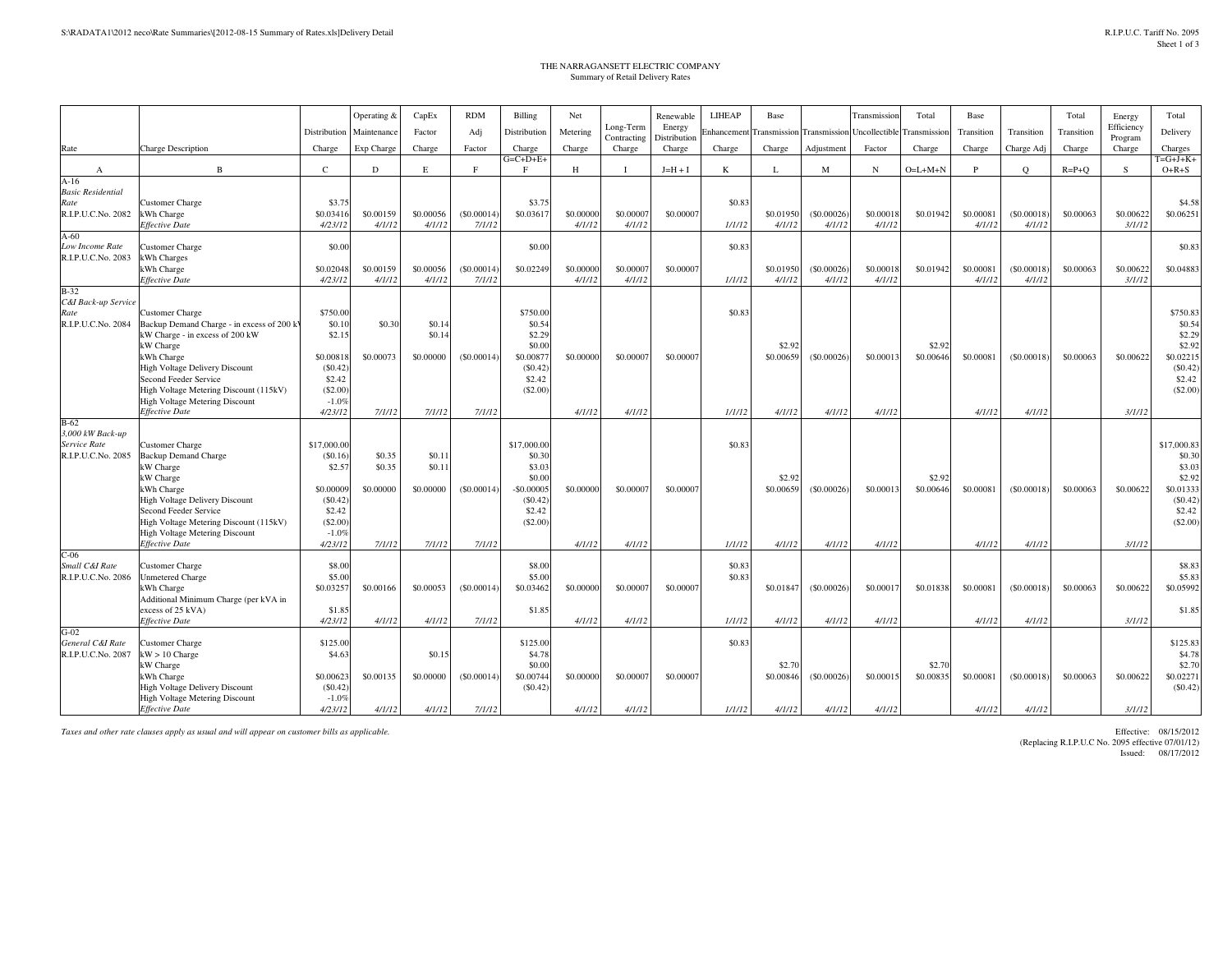R.I.P.U.C. Tariff No. 2095

# THE NARRAGANSETT ELECTRIC COMPANY

## Summary of Retail Delivery Rates

| Rate | Charge Description | Distribution Charge | Operating & Maintenance Exp Charge | CapEx Factor Charge | RDM Adj Factor | Billing Distribution Charge | Net Metering Charge | Long-Term Contracting Charge | Renewable Energy Distribution Charge | LIHEAP Enhancement Charge | Base Transmission Charge | Transmission Adjustment | Transmission Uncollectible Factor | Total Transmission Charge | Base Transition Charge | Transition Charge Adj | Total Transition Charge | Energy Efficiency Program Charge | Total Delivery Charges |
|---|---|---|---|---|---|---|---|---|---|---|---|---|---|---|---|---|---|---|---|
| A | B | C | D | E | F | G=C+D+E+F | H | I | J=H + I | K | L | M | N | O=L+M+N | P | Q | R=P+Q | S | T=G+J+K+O+R+S |
| A-16 | | | | | | | | | | | | | | | | | | | |
| *Basic Residential Rate* | Customer Charge | $3.75 | | | | $3.75 | | | | $0.83 | | | | | | | | | $4.58 |
| R.I.P.U.C.No. 2082 | kWh Charge | $0.03416 | $0.00159 | $0.00056 | ($0.00014) | $0.03617 | $0.00000 | $0.00007 | $0.00007 | | $0.01950 | ($0.00026) | $0.00018 | $0.01942 | $0.00081 | ($0.00018) | $0.00063 | $0.00622 | $0.06251 |
| | *Effective Date* | *4/23/12* | *4/1/12* | *4/1/12* | *7/1/12* | | *4/1/12* | *4/1/12* | | *1/1/12* | *4/1/12* | *4/1/12* | *4/1/12* | | *4/1/12* | *4/1/12* | | *3/1/12* | |
| A-60 | | | | | | | | | | | | | | | | | | | |
| *Low Income Rate* | Customer Charge | $0.00 | | | | $0.00 | | | | $0.83 | | | | | | | | | $0.83 |
| R.I.P.U.C.No. 2083 | kWh Charges | | | | | | | | | | | | | | | | | | |
| | kWh Charge | $0.02048 | $0.00159 | $0.00056 | ($0.00014) | $0.02249 | $0.00000 | $0.00007 | $0.00007 | | $0.01950 | ($0.00026) | $0.00018 | $0.01942 | $0.00081 | ($0.00018) | $0.00063 | $0.00622 | $0.04883 |
| | *Effective Date* | *4/23/12* | *4/1/12* | *4/1/12* | *7/1/12* | | *4/1/12* | *4/1/12* | | *1/1/12* | *4/1/12* | *4/1/12* | *4/1/12* | | *4/1/12* | *4/1/12* | | *3/1/12* | |
| B-32 | | | | | | | | | | | | | | | | | | | |
| *C&I Back-up Service Rate* | Customer Charge | $750.00 | | | | $750.00 | | | | $0.83 | | | | | | | | | $750.83 |
| R.I.P.U.C.No. 2084 | Backup Demand Charge - in excess of 200 kW | $0.10 | $0.30 | $0.14 | | $0.54 | | | | | | | | | | | | | $0.54 |
| | kW Charge - in excess of 200 kW | $2.15 | | $0.14 | | $2.29 | | | | | | | | | | | | | $2.29 |
| | kW Charge | | | | | $0.00 | | | | | $2.92 | | | $2.92 | | | | | $2.92 |
| | kWh Charge | $0.00818 | $0.00073 | $0.00000 | ($0.00014) | $0.00877 | $0.00000 | $0.00007 | $0.00007 | | $0.00659 | ($0.00026) | $0.00013 | $0.00646 | $0.00081 | ($0.00018) | $0.00063 | $0.00622 | $0.02215 |
| | High Voltage Delivery Discount | ($0.42) | | | | ($0.42) | | | | | | | | | | | | | ($0.42) |
| | Second Feeder Service | $2.42 | | | | $2.42 | | | | | | | | | | | | | $2.42 |
| | High Voltage Metering Discount (115kV) | ($2.00) | | | | ($2.00) | | | | | | | | | | | | | ($2.00) |
| | High Voltage Metering Discount | -1.0% | | | | | | | | | | | | | | | | | |
| | *Effective Date* | *4/23/12* | *7/1/12* | *7/1/12* | *7/1/12* | | *4/1/12* | *4/1/12* | | *1/1/12* | *4/1/12* | *4/1/12* | *4/1/12* | | *4/1/12* | *4/1/12* | | *3/1/12* | |
| B-62 | | | | | | | | | | | | | | | | | | | |
| *3,000 kW Back-up Service Rate* | Customer Charge | $17,000.00 | | | | $17,000.00 | | | | $0.83 | | | | | | | | | $17,000.83 |
| R.I.P.U.C.No. 2085 | Backup Demand Charge | ($0.16) | $0.35 | $0.11 | | $0.30 | | | | | | | | | | | | | $0.30 |
| | kW Charge | $2.57 | $0.35 | $0.11 | | $3.03 | | | | | | | | | | | | | $3.03 |
| | kW Charge | | | | | $0.00 | | | | | $2.92 | | | $2.92 | | | | | $2.92 |
| | kWh Charge | $0.00009 | $0.00000 | $0.00000 | ($0.00014) | -$0.00005 | $0.00000 | $0.00007 | $0.00007 | | $0.00659 | ($0.00026) | $0.00013 | $0.00646 | $0.00081 | ($0.00018) | $0.00063 | $0.00622 | $0.01333 |
| | High Voltage Delivery Discount | ($0.42) | | | | ($0.42) | | | | | | | | | | | | | ($0.42) |
| | Second Feeder Service | $2.42 | | | | $2.42 | | | | | | | | | | | | | $2.42 |
| | High Voltage Metering Discount (115kV) | ($2.00) | | | | ($2.00) | | | | | | | | | | | | | ($2.00) |
| | High Voltage Metering Discount | -1.0% | | | | | | | | | | | | | | | | | |
| | *Effective Date* | *4/23/12* | *7/1/12* | *7/1/12* | *7/1/12* | | *4/1/12* | *4/1/12* | | *1/1/12* | *4/1/12* | *4/1/12* | *4/1/12* | | *4/1/12* | *4/1/12* | | *3/1/12* | |
| C-06 | | | | | | | | | | | | | | | | | | | |
| *Small C&I Rate* | Customer Charge | $8.00 | | | | $8.00 | | | | $0.83 | | | | | | | | | $8.83 |
| R.I.P.U.C.No. 2086 | Unmetered Charge | $5.00 | | | | $5.00 | | | | $0.83 | | | | | | | | | $5.83 |
| | kWh Charge | $0.03257 | $0.00166 | $0.00053 | ($0.00014) | $0.03462 | $0.00000 | $0.00007 | $0.00007 | | $0.01847 | ($0.00026) | $0.00017 | $0.01838 | $0.00081 | ($0.00018) | $0.00063 | $0.00622 | $0.05992 |
| | Additional Minimum Charge (per kVA in excess of 25 kVA) | $1.85 | | | | $1.85 | | | | | | | | | | | | | $1.85 |
| | *Effective Date* | *4/23/12* | *4/1/12* | *4/1/12* | *7/1/12* | | *4/1/12* | *4/1/12* | | *1/1/12* | *4/1/12* | *4/1/12* | *4/1/12* | | *4/1/12* | *4/1/12* | | *3/1/12* | |
| G-02 | | | | | | | | | | | | | | | | | | | |
| *General C&I Rate* | Customer Charge | $125.00 | | | | $125.00 | | | | $0.83 | | | | | | | | | $125.83 |
| R.I.P.U.C.No. 2087 | kW > 10 Charge | $4.63 | | $0.15 | | $4.78 | | | | | | | | | | | | | $4.78 |
| | kW Charge | | | | | $0.00 | | | | | $2.70 | | | $2.70 | | | | | $2.70 |
| | kWh Charge | $0.00623 | $0.00135 | $0.00000 | ($0.00014) | $0.00744 | $0.00000 | $0.00007 | $0.00007 | | $0.00846 | ($0.00026) | $0.00015 | $0.00835 | $0.00081 | ($0.00018) | $0.00063 | $0.00622 | $0.02271 |
| | High Voltage Delivery Discount | ($0.42) | | | | ($0.42) | | | | | | | | | | | | | ($0.42) |
| | High Voltage Metering Discount | -1.0% | | | | | | | | | | | | | | | | | |
| | *Effective Date* | *4/23/12* | *4/1/12* | *4/1/12* | *7/1/12* | | *4/1/12* | *4/1/12* | | *1/1/12* | *4/1/12* | *4/1/12* | *4/1/12* | | *4/1/12* | *4/1/12* | | *3/1/12* | |

*Taxes and other rate clauses apply as usual and will appear on customer bills as applicable.*

Effective: 08/15/2012
(Replacing R.I.P.U.C No. 2095 effective 07/01/12)
Issued: 08/17/2012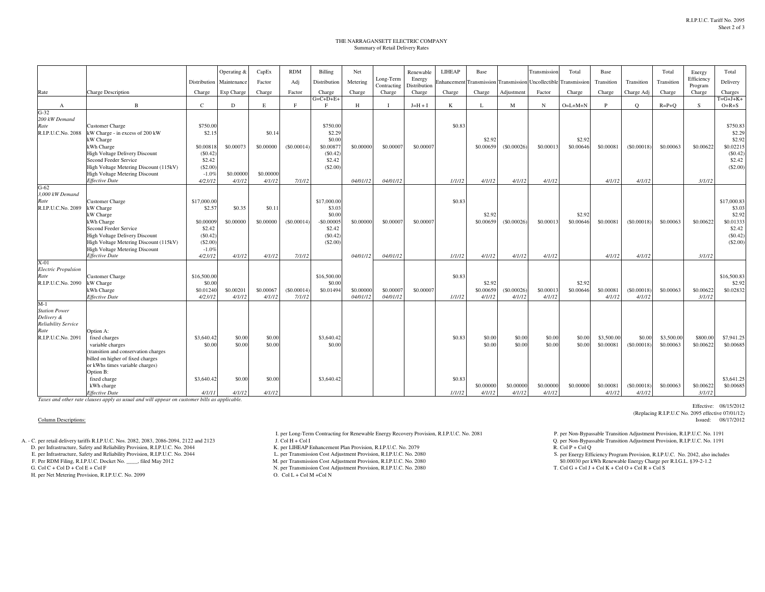THE NARRAGANSETT ELECTRIC COMPANY
Summary of Retail Delivery Rates

| Rate | Charge Description | Distribution Charge | Operating & Maintenance Exp Charge | CapEx Factor Charge | RDM Adj Factor | Billing Distribution Charge | Net Metering Charge | Long-Term Contracting Charge | Renewable Energy Distribution Charge | LIHEAP Enhancement Charge | Base Transmission Charge | Transmission Adjustment | Transmission Uncollectible Factor | Total Transmission Charge | Base Transition Charge | Transition Charge Adj | Total Transition Charge | Energy Efficiency Program Charge | Total Delivery Charges |
|---|---|---|---|---|---|---|---|---|---|---|---|---|---|---|---|---|---|---|---|
| | | | | | | G=C+D+E+F | | | | | | | | | | | | | T=G+J+K+O+R+S |
| A | B | C | D | E | F | F | H | I | J=H + I | K | L | M | N | O=L+M+N | P | Q | R=P+Q | S | |
| G-32 | | | | | | | | | | | | | | | | | | | |
| *200 kW Demand* | | | | | | | | | | | | | | | | | | | |
| *Rate* | Customer Charge | $750.00 | | | | $750.00 | | | | $0.83 | | | | | | | | | $750.83 |
| R.I.P.U.C.No. 2088 | kW Charge - in excess of 200 kW | $2.15 | | $0.14 | | $2.29 | | | | | | | | | | | | | $2.29 |
| | kW Charge | | | | | $0.00 | | | | | $2.92 | | | $2.92 | | | | | $2.92 |
| | kWh Charge | $0.00818 | $0.00073 | $0.00000 | ($0.00014) | $0.00877 | $0.00000 | $0.00007 | $0.00007 | | $0.00659 | ($0.00026) | $0.00013 | $0.00646 | $0.00081 | ($0.00018) | $0.00063 | $0.00622 | $0.02215 |
| | High Voltage Delivery Discount | ($0.42) | | | | ($0.42) | | | | | | | | | | | | | ($0.42) |
| | Second Feeder Service | $2.42 | | | | $2.42 | | | | | | | | | | | | | $2.42 |
| | High Voltage Metering Discount (115kV) | ($2.00) | | | | ($2.00) | | | | | | | | | | | | | ($2.00) |
| | High Voltage Metering Discount | -1.0% | $0.00000 | $0.00000 | | | | | | | | | | | | | | | |
| | *Effective Date* | *4/23/12* | *4/1/12* | *4/1/12* | *7/1/12* | | *04/01/12* | *04/01/12* | | *1/1/12* | *4/1/12* | *4/1/12* | *4/1/12* | | *4/1/12* | *4/1/12* | | *3/1/12* | |
| G-62 | | | | | | | | | | | | | | | | | | | |
| *3,000 kW Demand* | | | | | | | | | | | | | | | | | | | |
| *Rate* | Customer Charge | $17,000.00 | | | | $17,000.00 | | | | $0.83 | | | | | | | | | $17,000.83 |
| R.I.P.U.C.No. 2089 | kW Charge | $2.57 | $0.35 | $0.11 | | $3.03 | | | | | | | | | | | | | $3.03 |
| | kW Charge | | | | | $0.00 | | | | | $2.92 | | | $2.92 | | | | | $2.92 |
| | kWh Charge | $0.00009 | $0.00000 | $0.00000 | ($0.00014) | -$0.00005 | $0.00000 | $0.00007 | $0.00007 | | $0.00659 | ($0.00026) | $0.00013 | $0.00646 | $0.00081 | ($0.00018) | $0.00063 | $0.00622 | $0.01333 |
| | Second Feeder Service | $2.42 | | | | $2.42 | | | | | | | | | | | | | $2.42 |
| | High Voltage Delivery Discount | ($0.42) | | | | ($0.42) | | | | | | | | | | | | | ($0.42) |
| | High Voltage Metering Discount (115kV) | ($2.00) | | | | ($2.00) | | | | | | | | | | | | | ($2.00) |
| | High Voltage Metering Discount | -1.0% | | | | | | | | | | | | | | | | | |
| | *Effective Date* | *4/23/12* | *4/1/12* | *4/1/12* | *7/1/12* | | *04/01/12* | *04/01/12* | | *1/1/12* | *4/1/12* | *4/1/12* | *4/1/12* | | *4/1/12* | *4/1/12* | | *3/1/12* | |
| X-01 | | | | | | | | | | | | | | | | | | | |
| *Electric Propulsion* | | | | | | | | | | | | | | | | | | | |
| *Rate* | Customer Charge | $16,500.00 | | | | $16,500.00 | | | | $0.83 | | | | | | | | | $16,500.83 |
| R.I.P.U.C.No. 2090 | kW Charge | $0.00 | | | | $0.00 | | | | | $2.92 | | | $2.92 | | | | | $2.92 |
| | kWh Charge | $0.01240 | $0.00201 | $0.00067 | ($0.00014) | $0.01494 | $0.00000 | $0.00007 | $0.00007 | | $0.00659 | ($0.00026) | $0.00013 | $0.00646 | $0.00081 | ($0.00018) | $0.00063 | $0.00622 | $0.02832 |
| | *Effective Date* | *4/23/12* | *4/1/12* | *4/1/12* | *7/1/12* | | *04/01/12* | *04/01/12* | | *1/1/12* | *4/1/12* | *4/1/12* | *4/1/12* | | *4/1/12* | *4/1/12* | | *3/1/12* | |
| M-1 | | | | | | | | | | | | | | | | | | | |
| *Station Power* | | | | | | | | | | | | | | | | | | | |
| *Delivery &* | | | | | | | | | | | | | | | | | | | |
| *Reliability Service* | | | | | | | | | | | | | | | | | | | |
| *Rate* | Option A: | | | | | | | | | | | | | | | | | | |
| R.I.P.U.C.No. 2091 | fixed charges | $3,640.42 | $0.00 | $0.00 | | $3,640.42 | | | | $0.83 | $0.00 | $0.00 | $0.00 | $0.00 | $3,500.00 | $0.00 | $3,500.00 | $800.00 | $7,941.25 |
| | variable charges | $0.00 | $0.00 | $0.00 | | $0.00 | | | | | $0.00 | $0.00 | $0.00 | $0.00 | $0.00081 | ($0.00018) | $0.00063 | $0.00622 | $0.00685 |
| | (transition and conservation charges | | | | | | | | | | | | | | | | | | |
| | billed on higher of fixed charges | | | | | | | | | | | | | | | | | | |
| | or kWhs times variable charges) | | | | | | | | | | | | | | | | | | |
| | Option B: | | | | | | | | | | | | | | | | | | |
| | fixed charge | $3,640.42 | $0.00 | $0.00 | | $3,640.42 | | | | $0.83 | | | | | | | | | $3,641.25 |
| | kWh charge | | | | | | | | | | $0.00000 | $0.00000 | $0.00000 | $0.00000 | $0.00081 | ($0.00018) | $0.00063 | $0.00622 | $0.00685 |
| | *Effective Date* | *4/1/11* | *4/1/12* | *4/1/12* | | | | | | *1/1/12* | *4/1/12* | *4/1/12* | *4/1/12* | | *4/1/12* | *4/1/12* | | *3/1/12* | |

*Taxes and other rate clauses apply as usual and will appear on customer bills as applicable.*

Effective: 08/15/2012
(Replacing R.I.P.U.C No. 2095 effective 07/01/12)
Issued: 08/17/2012

Column Descriptions:

A. - C. per retail delivery tariffs R.I.P.U.C. Nos. 2082, 2083, 2086-2094, 2122 and 2123
D. per Infrastructure, Safety and Reliability Provision, R.I.P.U.C. No. 2044
E. per Infrastructure, Safety and Reliability Provision, R.I.P.U.C. No. 2044
F. Per RDM Filing, R.I.P.U.C. Docket No. ____, filed May 2012
G. Col C + Col D + Col E + Col F
H. per Net Metering Provision, R.I.P.U.C. No. 2099
I. per Long-Term Contracting for Renewable Energy Recovery Provision, R.I.P.U.C. No. 2081
J. Col H + Col I
K. per LIHEAP Enhancement Plan Provision, R.I.P.U.C. No. 2079
L. per Transmission Cost Adjustment Provision, R.I.P.U.C. No. 2080
M. per Transmission Cost Adjustment Provision, R.I.P.U.C. No. 2080
N. per Transmission Cost Adjustment Provision, R.I.P.U.C. No. 2080
O. Col L + Col M +Col N
P. per Non-Bypassable Transition Adjustment Provision, R.I.P.U.C. No. 1191
Q. per Non-Bypassable Transition Adjustment Provision, R.I.P.U.C. No. 1191
R. Col P + Col Q
S. per Energy Efficiency Program Provision, R.I.P.U.C. No. 2042, also includes $0.00030 per kWh Renewable Energy Charge per R.I.G.L. §39-2-1.2
T. Col G + Col J + Col K + Col O + Col R + Col S